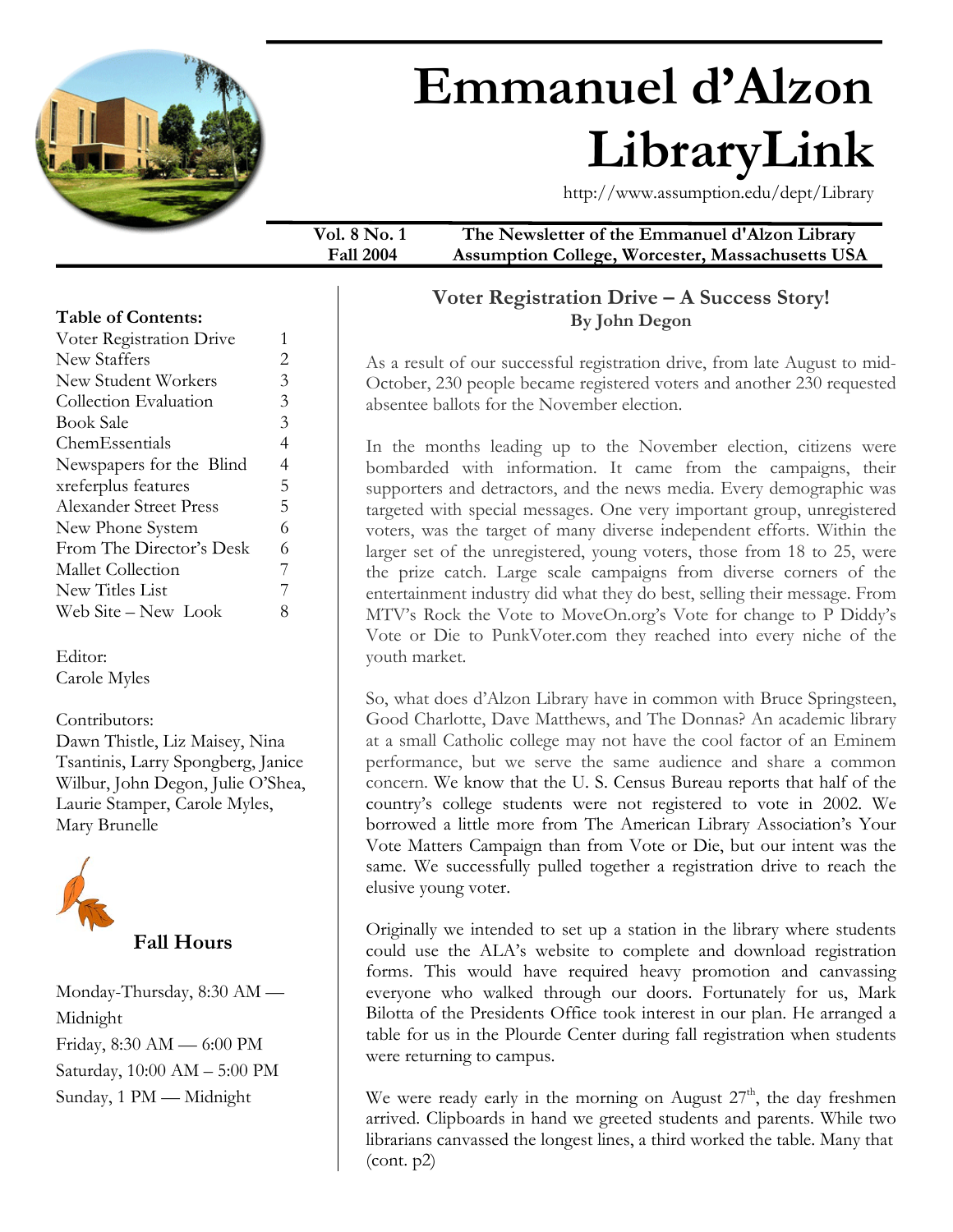# Emmanuel d'Alzon LibraryLink

http://www.assumption.edu/dept/Library

**Vol. 8 No. 1**
**Fall 2004**

**The Newsletter of the Emmanuel d'Alzon Library**
**Assumption College, Worcester, Massachusetts USA**

**Table of Contents:**

| | |
|---|---|
| Voter Registration Drive | 1 |
| New Staffers | 2 |
| New Student Workers | 3 |
| Collection Evaluation | 3 |
| Book Sale | 3 |
| ChemEssentials | 4 |
| Newspapers for the Blind | 4 |
| xreferplus features | 5 |
| Alexander Street Press | 5 |
| New Phone System | 6 |
| From The Director's Desk | 6 |
| Mallet Collection | 7 |
| New Titles List | 7 |
| Web Site – New Look | 8 |

Editor:
Carole Myles

Contributors:
Dawn Thistle, Liz Maisey, Nina Tsantinis, Larry Spongberg, Janice Wilbur, John Degon, Julie O'Shea, Laurie Stamper, Carole Myles, Mary Brunelle

**Fall Hours**

Monday-Thursday, 8:30 AM — Midnight
Friday, 8:30 AM — 6:00 PM
Saturday, 10:00 AM – 5:00 PM
Sunday, 1 PM — Midnight

## Voter Registration Drive – A Success Story!

**By John Degon**

As a result of our successful registration drive, from late August to mid-October, 230 people became registered voters and another 230 requested absentee ballots for the November election.

In the months leading up to the November election, citizens were bombarded with information. It came from the campaigns, their supporters and detractors, and the news media. Every demographic was targeted with special messages. One very important group, unregistered voters, was the target of many diverse independent efforts. Within the larger set of the unregistered, young voters, those from 18 to 25, were the prize catch. Large scale campaigns from diverse corners of the entertainment industry did what they do best, selling their message. From MTV's Rock the Vote to MoveOn.org's Vote for change to P Diddy's Vote or Die to PunkVoter.com they reached into every niche of the youth market.

So, what does d'Alzon Library have in common with Bruce Springsteen, Good Charlotte, Dave Matthews, and The Donnas? An academic library at a small Catholic college may not have the cool factor of an Eminem performance, but we serve the same audience and share a common concern. We know that the U. S. Census Bureau reports that half of the country's college students were not registered to vote in 2002. We borrowed a little more from The American Library Association's Your Vote Matters Campaign than from Vote or Die, but our intent was the same. We successfully pulled together a registration drive to reach the elusive young voter.

Originally we intended to set up a station in the library where students could use the ALA's website to complete and download registration forms. This would have required heavy promotion and canvassing everyone who walked through our doors. Fortunately for us, Mark Bilotta of the Presidents Office took interest in our plan. He arranged a table for us in the Plourde Center during fall registration when students were returning to campus.

We were ready early in the morning on August 27th, the day freshmen arrived. Clipboards in hand we greeted students and parents. While two librarians canvassed the longest lines, a third worked the table. Many that (cont. p2)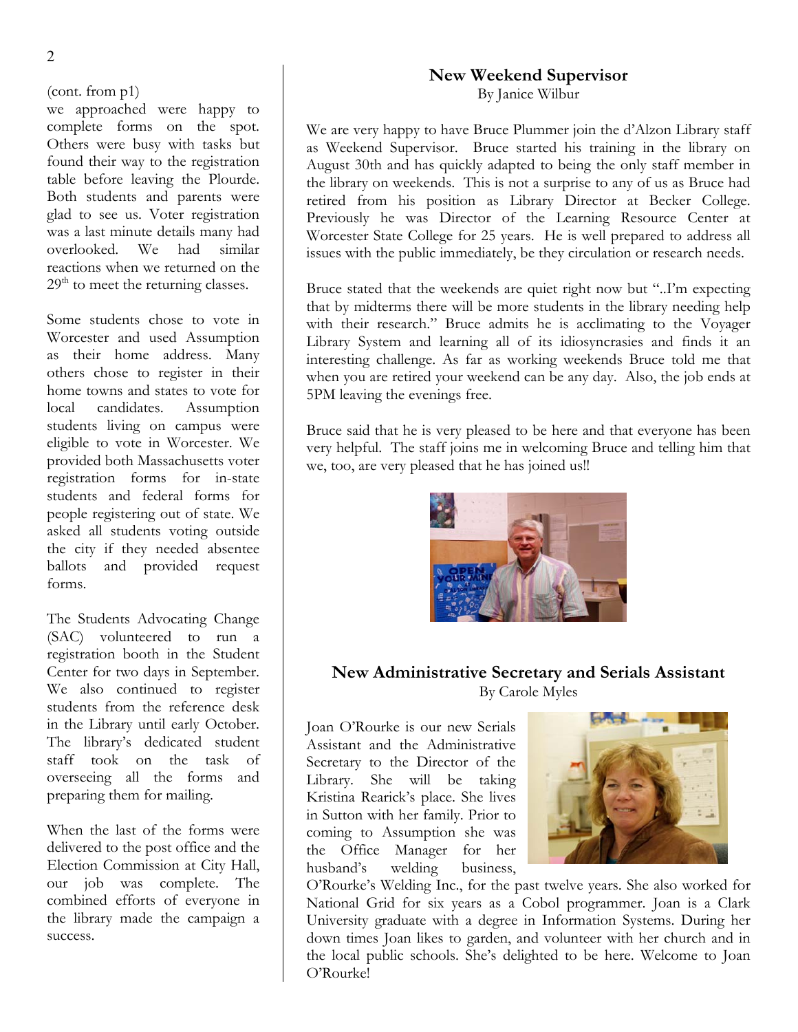(cont. from p1)
we approached were happy to complete forms on the spot. Others were busy with tasks but found their way to the registration table before leaving the Plourde. Both students and parents were glad to see us. Voter registration was a last minute details many had overlooked. We had similar reactions when we returned on the 29th to meet the returning classes.

Some students chose to vote in Worcester and used Assumption as their home address. Many others chose to register in their home towns and states to vote for local candidates. Assumption students living on campus were eligible to vote in Worcester. We provided both Massachusetts voter registration forms for in-state students and federal forms for people registering out of state. We asked all students voting outside the city if they needed absentee ballots and provided request forms.

The Students Advocating Change (SAC) volunteered to run a registration booth in the Student Center for two days in September. We also continued to register students from the reference desk in the Library until early October. The library's dedicated student staff took on the task of overseeing all the forms and preparing them for mailing.

When the last of the forms were delivered to the post office and the Election Commission at City Hall, our job was complete. The combined efforts of everyone in the library made the campaign a success.

## New Weekend Supervisor

By Janice Wilbur

We are very happy to have Bruce Plummer join the d'Alzon Library staff as Weekend Supervisor. Bruce started his training in the library on August 30th and has quickly adapted to being the only staff member in the library on weekends. This is not a surprise to any of us as Bruce had retired from his position as Library Director at Becker College. Previously he was Director of the Learning Resource Center at Worcester State College for 25 years. He is well prepared to address all issues with the public immediately, be they circulation or research needs.

Bruce stated that the weekends are quiet right now but "..I'm expecting that by midterms there will be more students in the library needing help with their research." Bruce admits he is acclimating to the Voyager Library System and learning all of its idiosyncrasies and finds it an interesting challenge. As far as working weekends Bruce told me that when you are retired your weekend can be any day. Also, the job ends at 5PM leaving the evenings free.

Bruce said that he is very pleased to be here and that everyone has been very helpful. The staff joins me in welcoming Bruce and telling him that we, too, are very pleased that he has joined us!!

## New Administrative Secretary and Serials Assistant

By Carole Myles

Joan O'Rourke is our new Serials Assistant and the Administrative Secretary to the Director of the Library. She will be taking Kristina Rearick's place. She lives in Sutton with her family. Prior to coming to Assumption she was the Office Manager for her husband's welding business, O'Rourke's Welding Inc., for the past twelve years. She also worked for National Grid for six years as a Cobol programmer. Joan is a Clark University graduate with a degree in Information Systems. During her down times Joan likes to garden, and volunteer with her church and in the local public schools. She's delighted to be here. Welcome to Joan O'Rourke!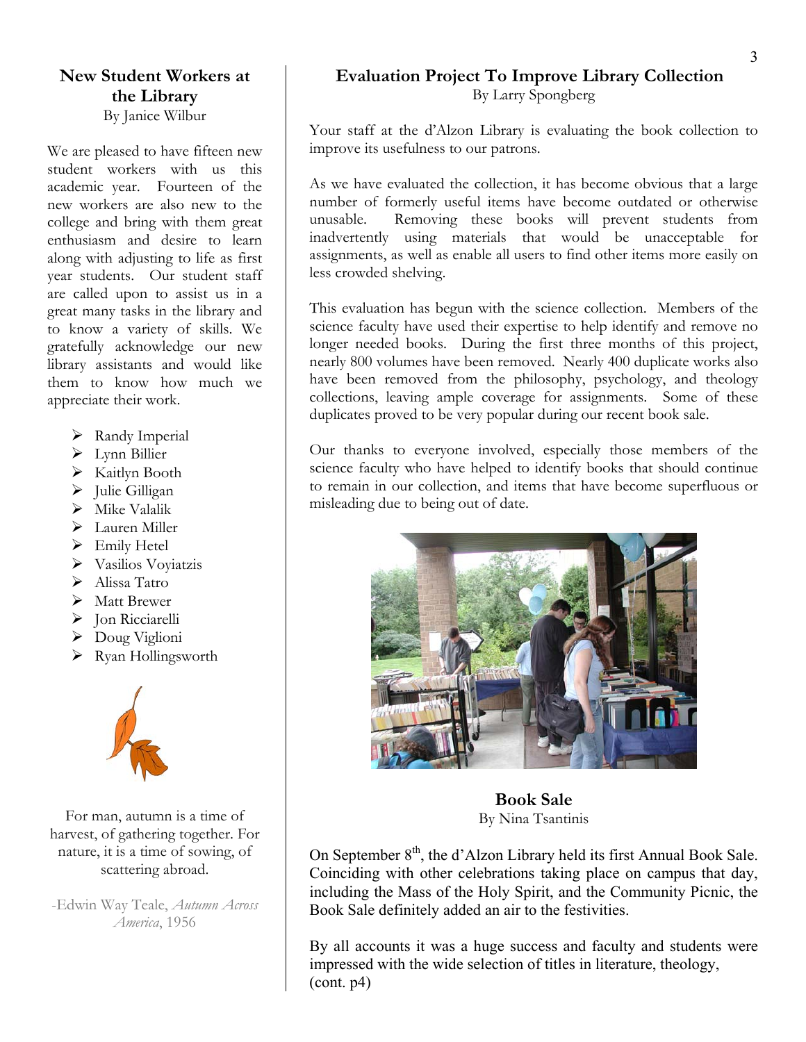## New Student Workers at the Library

By Janice Wilbur

We are pleased to have fifteen new student workers with us this academic year. Fourteen of the new workers are also new to the college and bring with them great enthusiasm and desire to learn along with adjusting to life as first year students. Our student staff are called upon to assist us in a great many tasks in the library and to know a variety of skills. We gratefully acknowledge our new library assistants and would like them to know how much we appreciate their work.

- Randy Imperial
- Lynn Billier
- Kaitlyn Booth
- Julie Gilligan
- Mike Valalik
- Lauren Miller
- Emily Hetel
- Vasilios Voyiatzis
- Alissa Tatro
- Matt Brewer
- Jon Ricciarelli
- Doug Viglioni
- Ryan Hollingsworth

For man, autumn is a time of harvest, of gathering together. For nature, it is a time of sowing, of scattering abroad.

-Edwin Way Teale, *Autumn Across America*, 1956

## Evaluation Project To Improve Library Collection

By Larry Spongberg

Your staff at the d'Alzon Library is evaluating the book collection to improve its usefulness to our patrons.

As we have evaluated the collection, it has become obvious that a large number of formerly useful items have become outdated or otherwise unusable. Removing these books will prevent students from inadvertently using materials that would be unacceptable for assignments, as well as enable all users to find other items more easily on less crowded shelving.

This evaluation has begun with the science collection. Members of the science faculty have used their expertise to help identify and remove no longer needed books. During the first three months of this project, nearly 800 volumes have been removed. Nearly 400 duplicate works also have been removed from the philosophy, psychology, and theology collections, leaving ample coverage for assignments. Some of these duplicates proved to be very popular during our recent book sale.

Our thanks to everyone involved, especially those members of the science faculty who have helped to identify books that should continue to remain in our collection, and items that have become superfluous or misleading due to being out of date.

## Book Sale

By Nina Tsantinis

On September 8th, the d'Alzon Library held its first Annual Book Sale. Coinciding with other celebrations taking place on campus that day, including the Mass of the Holy Spirit, and the Community Picnic, the Book Sale definitely added an air to the festivities.

By all accounts it was a huge success and faculty and students were impressed with the wide selection of titles in literature, theology, (cont. p4)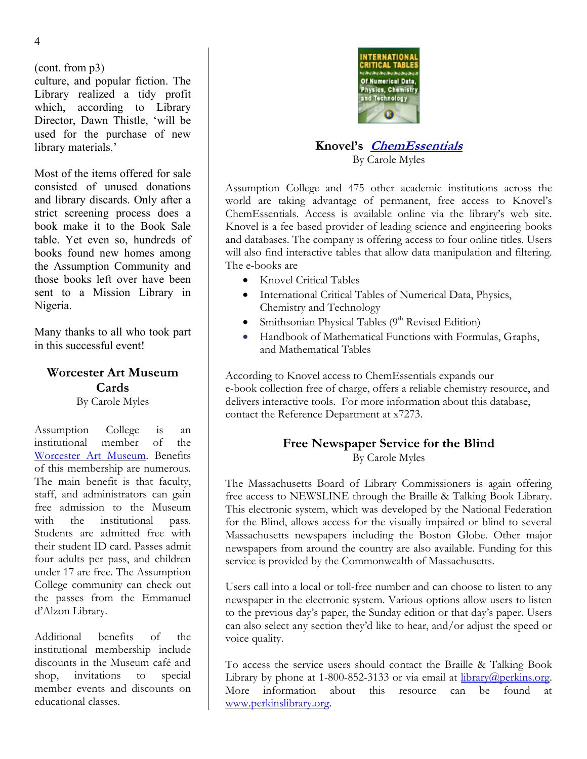(cont. from p3)
culture, and popular fiction. The Library realized a tidy profit which, according to Library Director, Dawn Thistle, 'will be used for the purchase of new library materials.'

Most of the items offered for sale consisted of unused donations and library discards. Only after a strict screening process does a book make it to the Book Sale table. Yet even so, hundreds of books found new homes among the Assumption Community and those books left over have been sent to a Mission Library in Nigeria.

Many thanks to all who took part in this successful event!

## Worcester Art Museum Cards

By Carole Myles

Assumption College is an institutional member of the Worcester Art Museum. Benefits of this membership are numerous. The main benefit is that faculty, staff, and administrators can gain free admission to the Museum with the institutional pass. Students are admitted free with their student ID card. Passes admit four adults per pass, and children under 17 are free. The Assumption College community can check out the passes from the Emmanuel d'Alzon Library.

Additional benefits of the institutional membership include discounts in the Museum café and shop, invitations to special member events and discounts on educational classes.

## Knovel's *ChemEssentials*

By Carole Myles

Assumption College and 475 other academic institutions across the world are taking advantage of permanent, free access to Knovel's ChemEssentials. Access is available online via the library's web site. Knovel is a fee based provider of leading science and engineering books and databases. The company is offering access to four online titles. Users will also find interactive tables that allow data manipulation and filtering. The e-books are

- Knovel Critical Tables
- International Critical Tables of Numerical Data, Physics, Chemistry and Technology
- Smithsonian Physical Tables (9th Revised Edition)
- Handbook of Mathematical Functions with Formulas, Graphs, and Mathematical Tables

According to Knovel access to ChemEssentials expands our e-book collection free of charge, offers a reliable chemistry resource, and delivers interactive tools. For more information about this database, contact the Reference Department at x7273.

## Free Newspaper Service for the Blind

By Carole Myles

The Massachusetts Board of Library Commissioners is again offering free access to NEWSLINE through the Braille & Talking Book Library. This electronic system, which was developed by the National Federation for the Blind, allows access for the visually impaired or blind to several Massachusetts newspapers including the Boston Globe. Other major newspapers from around the country are also available. Funding for this service is provided by the Commonwealth of Massachusetts.

Users call into a local or toll-free number and can choose to listen to any newspaper in the electronic system. Various options allow users to listen to the previous day's paper, the Sunday edition or that day's paper. Users can also select any section they'd like to hear, and/or adjust the speed or voice quality.

To access the service users should contact the Braille & Talking Book Library by phone at 1-800-852-3133 or via email at library@perkins.org. More information about this resource can be found at www.perkinslibrary.org.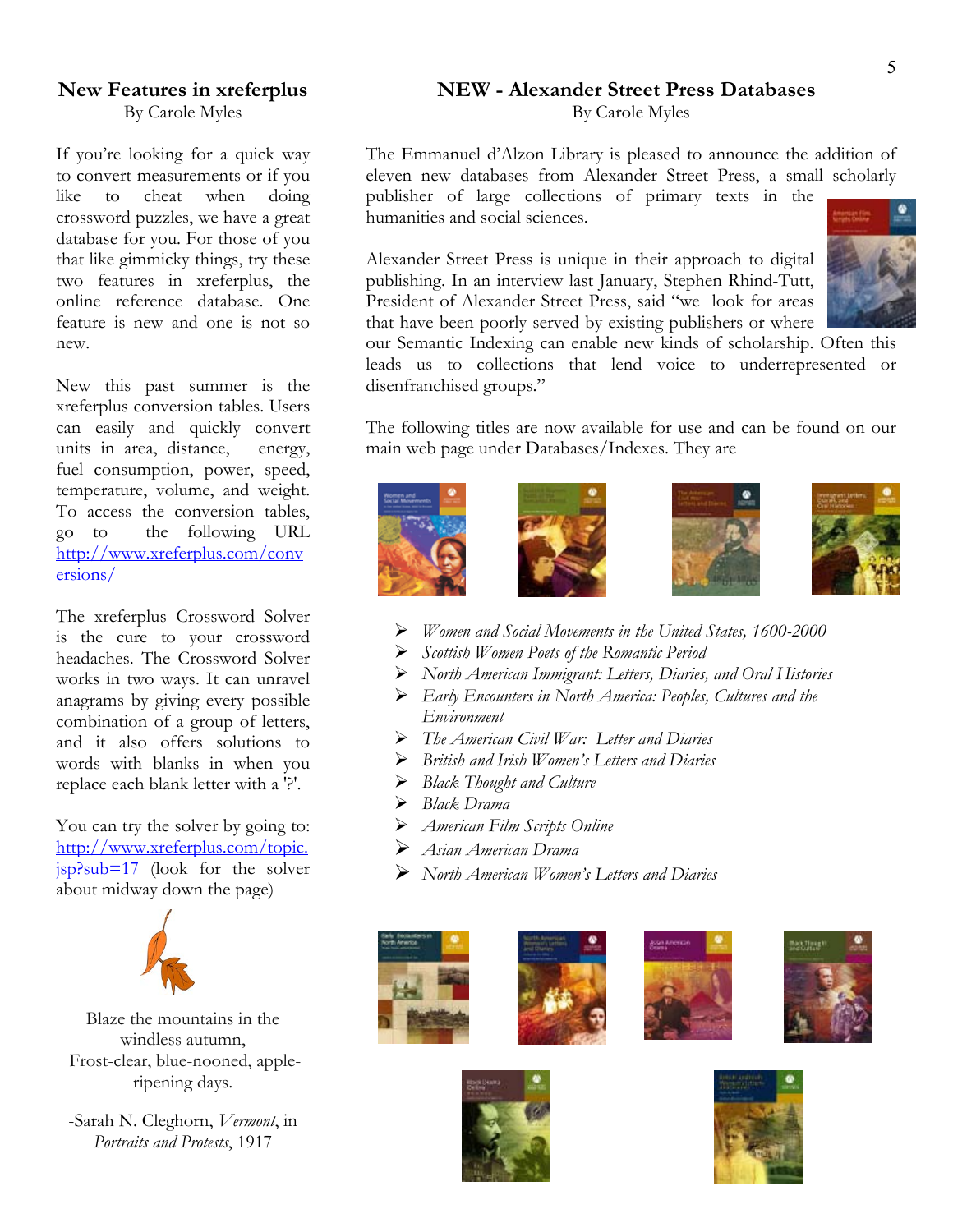## New Features in xreferplus

By Carole Myles

If you're looking for a quick way to convert measurements or if you like to cheat when doing crossword puzzles, we have a great database for you. For those of you that like gimmicky things, try these two features in xreferplus, the online reference database. One feature is new and one is not so new.

New this past summer is the xreferplus conversion tables. Users can easily and quickly convert units in area, distance, energy, fuel consumption, power, speed, temperature, volume, and weight. To access the conversion tables, go to the following URL http://www.xreferplus.com/conversions/

The xreferplus Crossword Solver is the cure to your crossword headaches. The Crossword Solver works in two ways. It can unravel anagrams by giving every possible combination of a group of letters, and it also offers solutions to words with blanks in when you replace each blank letter with a '?'.

You can try the solver by going to: http://www.xreferplus.com/topic.jsp?sub=17 (look for the solver about midway down the page)

Blaze the mountains in the windless autumn,
Frost-clear, blue-nooned, apple-ripening days.

-Sarah N. Cleghorn, *Vermont*, in *Portraits and Protests*, 1917

## NEW - Alexander Street Press Databases

By Carole Myles

The Emmanuel d'Alzon Library is pleased to announce the addition of eleven new databases from Alexander Street Press, a small scholarly publisher of large collections of primary texts in the humanities and social sciences.

Alexander Street Press is unique in their approach to digital publishing. In an interview last January, Stephen Rhind-Tutt, President of Alexander Street Press, said "we look for areas that have been poorly served by existing publishers or where our Semantic Indexing can enable new kinds of scholarship. Often this leads us to collections that lend voice to underrepresented or disenfranchised groups."

The following titles are now available for use and can be found on our main web page under Databases/Indexes. They are

- *Women and Social Movements in the United States, 1600-2000*
- *Scottish Women Poets of the Romantic Period*
- *North American Immigrant: Letters, Diaries, and Oral Histories*
- *Early Encounters in North America: Peoples, Cultures and the Environment*
- *The American Civil War: Letter and Diaries*
- *British and Irish Women's Letters and Diaries*
- *Black Thought and Culture*
- *Black Drama*
- *American Film Scripts Online*
- *Asian American Drama*
- *North American Women's Letters and Diaries*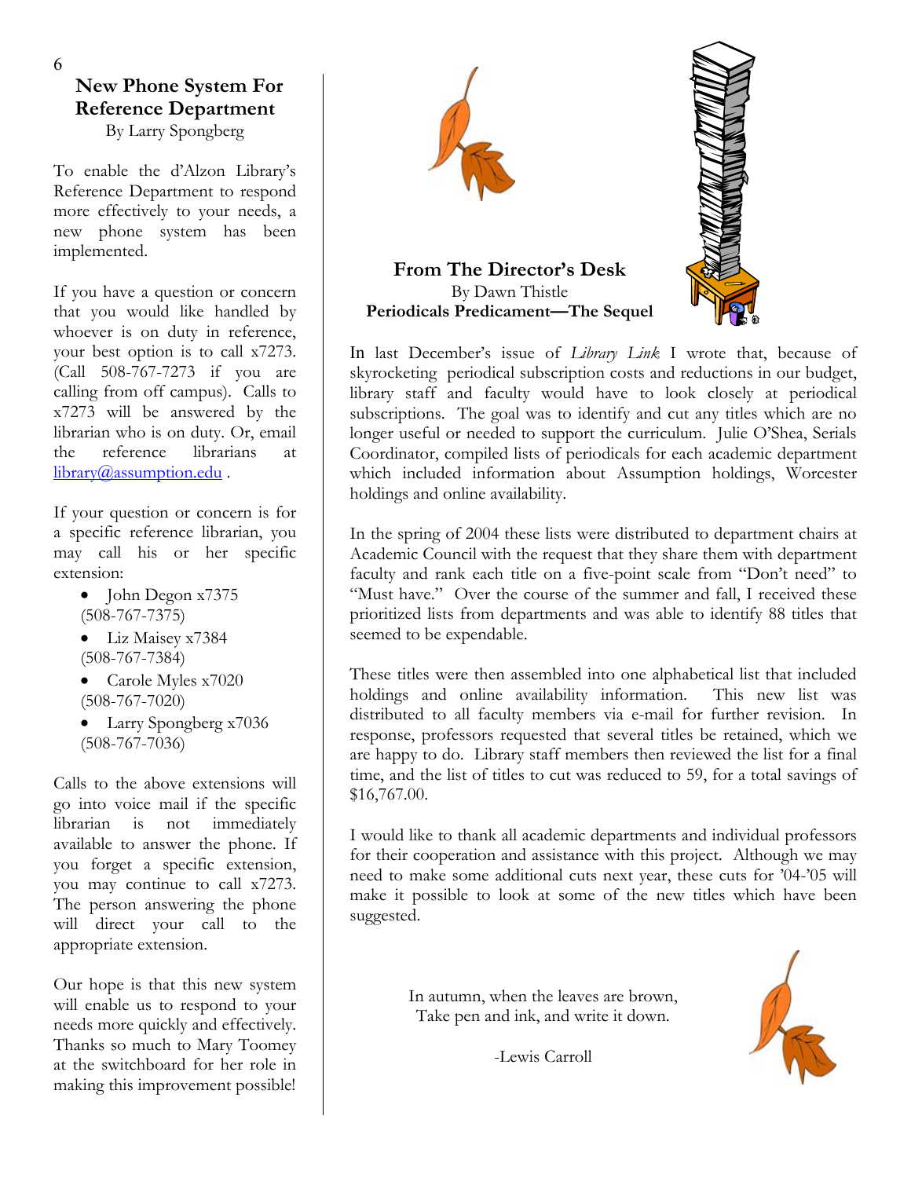## New Phone System For Reference Department

By Larry Spongberg

To enable the d'Alzon Library's Reference Department to respond more effectively to your needs, a new phone system has been implemented.

If you have a question or concern that you would like handled by whoever is on duty in reference, your best option is to call x7273. (Call 508-767-7273 if you are calling from off campus). Calls to x7273 will be answered by the librarian who is on duty. Or, email the reference librarians at library@assumption.edu .

If your question or concern is for a specific reference librarian, you may call his or her specific extension:

- John Degon x7375 (508-767-7375)
- Liz Maisey x7384 (508-767-7384)
- Carole Myles x7020 (508-767-7020)
- Larry Spongberg x7036 (508-767-7036)

Calls to the above extensions will go into voice mail if the specific librarian is not immediately available to answer the phone. If you forget a specific extension, you may continue to call x7273. The person answering the phone will direct your call to the appropriate extension.

Our hope is that this new system will enable us to respond to your needs more quickly and effectively. Thanks so much to Mary Toomey at the switchboard for her role in making this improvement possible!

## From The Director's Desk

By Dawn Thistle

**Periodicals Predicament—The Sequel**

In last December's issue of *Library Link* I wrote that, because of skyrocketing periodical subscription costs and reductions in our budget, library staff and faculty would have to look closely at periodical subscriptions. The goal was to identify and cut any titles which are no longer useful or needed to support the curriculum. Julie O'Shea, Serials Coordinator, compiled lists of periodicals for each academic department which included information about Assumption holdings, Worcester holdings and online availability.

In the spring of 2004 these lists were distributed to department chairs at Academic Council with the request that they share them with department faculty and rank each title on a five-point scale from "Don't need" to "Must have." Over the course of the summer and fall, I received these prioritized lists from departments and was able to identify 88 titles that seemed to be expendable.

These titles were then assembled into one alphabetical list that included holdings and online availability information. This new list was distributed to all faculty members via e-mail for further revision. In response, professors requested that several titles be retained, which we are happy to do. Library staff members then reviewed the list for a final time, and the list of titles to cut was reduced to 59, for a total savings of $16,767.00.

I would like to thank all academic departments and individual professors for their cooperation and assistance with this project. Although we may need to make some additional cuts next year, these cuts for '04-'05 will make it possible to look at some of the new titles which have been suggested.

In autumn, when the leaves are brown,
Take pen and ink, and write it down.

-Lewis Carroll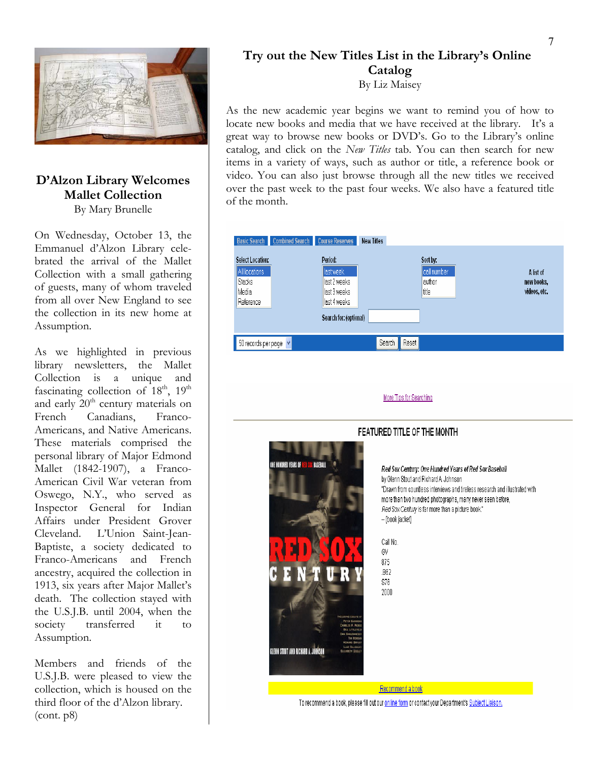## D'Alzon Library Welcomes Mallet Collection

By Mary Brunelle

On Wednesday, October 13, the Emmanuel d'Alzon Library celebrated the arrival of the Mallet Collection with a small gathering of guests, many of whom traveled from all over New England to see the collection in its new home at Assumption.

As we highlighted in previous library newsletters, the Mallet Collection is a unique and fascinating collection of 18th, 19th and early 20th century materials on French Canadians, Franco-Americans, and Native Americans. These materials comprised the personal library of Major Edmond Mallet (1842-1907), a Franco-American Civil War veteran from Oswego, N.Y., who served as Inspector General for Indian Affairs under President Grover Cleveland. L'Union Saint-Jean-Baptiste, a society dedicated to Franco-Americans and French ancestry, acquired the collection in 1913, six years after Major Mallet's death. The collection stayed with the U.S.J.B. until 2004, when the society transferred it to Assumption.

Members and friends of the U.S.J.B. were pleased to view the collection, which is housed on the third floor of the d'Alzon library. (cont. p8)

## Try out the New Titles List in the Library's Online Catalog

By Liz Maisey

As the new academic year begins we want to remind you of how to locate new books and media that we have received at the library. It's a great way to browse new books or DVD's. Go to the Library's online catalog, and click on the *New Titles* tab. You can then search for new items in a variety of ways, such as author or title, a reference book or video. You can also just browse through all the new titles we received over the past week to the past four weeks. We also have a featured title of the month.

Basic Search | Combined Search | Course Reserves | New Titles

Select Location: All locations, Stacks, Media, Reference

Period: last week, last 2 weeks, last 3 weeks, last 4 weeks

Sort by: call number, author, title

A list of new books, videos, etc.

Search for: (optional)

50 records per page | Search | Reset

More Tips for Searching

FEATURED TITLE OF THE MONTH

*Red Sox Century: One Hundred Years of Red Sox Baseball*
by Glenn Stout and Richard A Johnson
"Drawn from countless interviews and tireless research and illustrated with more than two hundred photographs, many never seen before, *Red Sox Century* is far more than a picture book."
-- [book jacket]

Call No.
GV
875
.B62
S78
2000

Recommend a book

To recommend a book, please fill out our online form or contact your Department's Subject Liaison.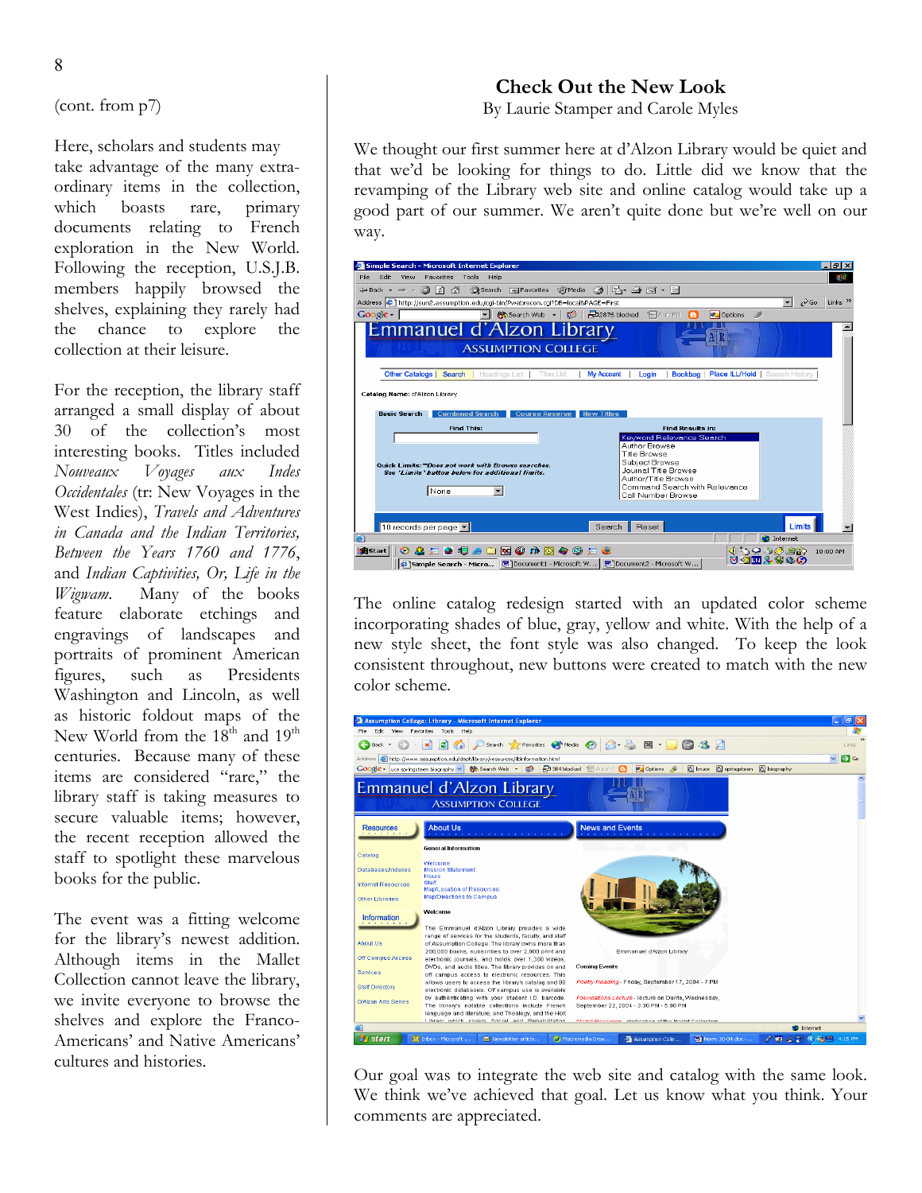(cont. from p7)

Here, scholars and students may take advantage of the many extra-ordinary items in the collection, which boasts rare, primary documents relating to French exploration in the New World. Following the reception, U.S.J.B. members happily browsed the shelves, explaining they rarely had the chance to explore the collection at their leisure.

For the reception, the library staff arranged a small display of about 30 of the collection's most interesting books. Titles included *Nouveaux Voyages aux Indes Occidentales* (tr: New Voyages in the West Indies), *Travels and Adventures in Canada and the Indian Territories, Between the Years 1760 and 1776*, and *Indian Captivities, Or, Life in the Wigwam*. Many of the books feature elaborate etchings and engravings of landscapes and portraits of prominent American figures, such as Presidents Washington and Lincoln, as well as historic foldout maps of the New World from the 18th and 19th centuries. Because many of these items are considered "rare," the library staff is taking measures to secure valuable items; however, the recent reception allowed the staff to spotlight these marvelous books for the public.

The event was a fitting welcome for the library's newest addition. Although items in the Mallet Collection cannot leave the library, we invite everyone to browse the shelves and explore the Franco-Americans' and Native Americans' cultures and histories.

## Check Out the New Look

By Laurie Stamper and Carole Myles

We thought our first summer here at d'Alzon Library would be quiet and that we'd be looking for things to do. Little did we know that the revamping of the Library web site and online catalog would take up a good part of our summer. We aren't quite done but we're well on our way.

The online catalog redesign started with an updated color scheme incorporating shades of blue, gray, yellow and white. With the help of a new style sheet, the font style was also changed. To keep the look consistent throughout, new buttons were created to match with the new color scheme.

Our goal was to integrate the web site and catalog with the same look. We think we've achieved that goal. Let us know what you think. Your comments are appreciated.